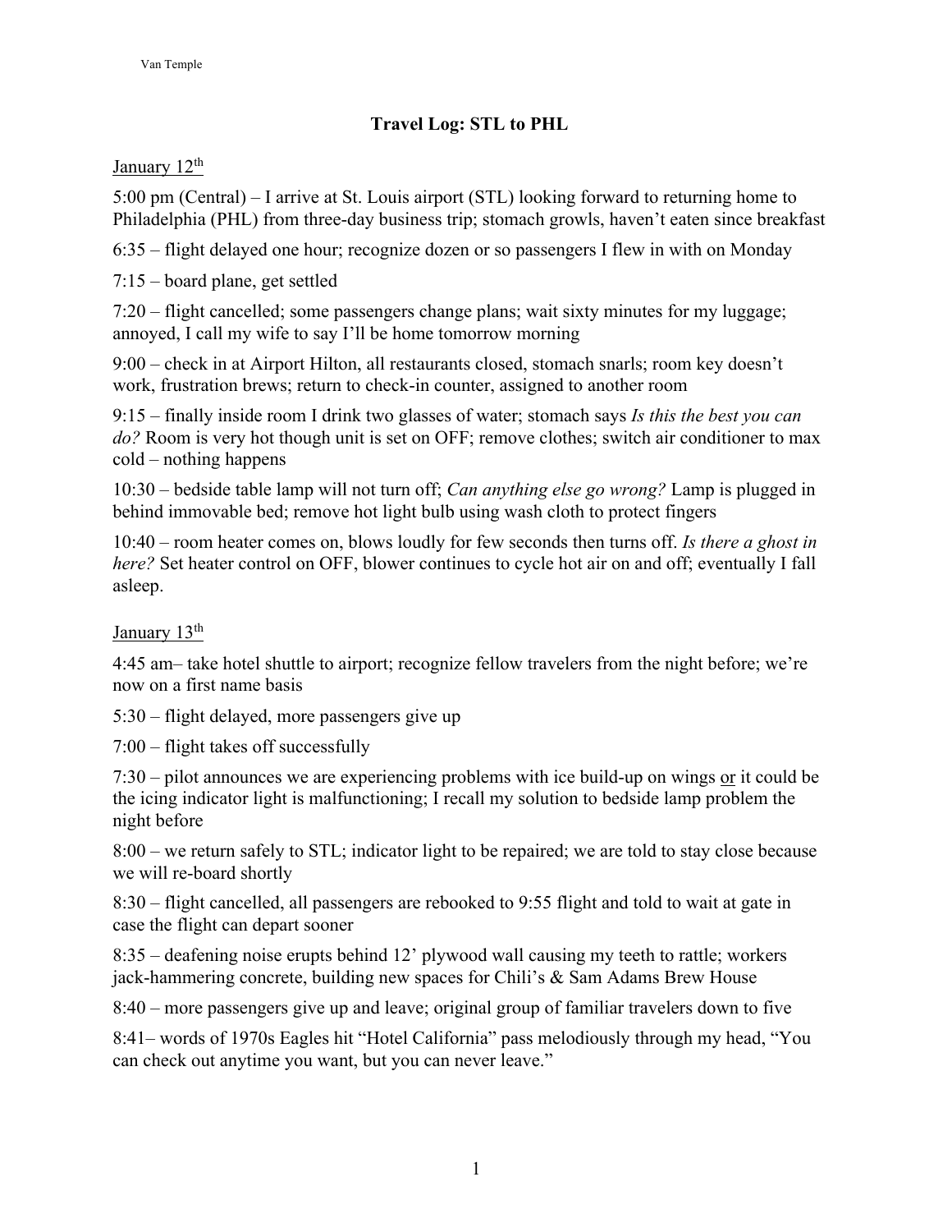# Travel Log: STL to PHL

<u>January 12th</u>

5:00 pm (Central) – I arrive at St. Louis airport (STL) looking forward to returning home to Philadelphia (PHL) from three-day business trip; stomach growls, haven't eaten since breakfast

6:35 – flight delayed one hour; recognize dozen or so passengers I flew in with on Monday

7:15 – board plane, get settled

7:20 – flight cancelled; some passengers change plans; wait sixty minutes for my luggage; annoyed, I call my wife to say I'll be home tomorrow morning

9:00 – check in at Airport Hilton, all restaurants closed, stomach snarls; room key doesn't work, frustration brews; return to check-in counter, assigned to another room

9:15 – finally inside room I drink two glasses of water; stomach says *Is this the best you can do?* Room is very hot though unit is set on OFF; remove clothes; switch air conditioner to max cold – nothing happens

10:30 – bedside table lamp will not turn off; *Can anything else go wrong?* Lamp is plugged in behind immovable bed; remove hot light bulb using wash cloth to protect fingers

10:40 – room heater comes on, blows loudly for few seconds then turns off. *Is there a ghost in here?* Set heater control on OFF, blower continues to cycle hot air on and off; eventually I fall asleep.

<u>January 13th</u>

4:45 am– take hotel shuttle to airport; recognize fellow travelers from the night before; we're now on a first name basis

5:30 – flight delayed, more passengers give up

7:00 – flight takes off successfully

7:30 – pilot announces we are experiencing problems with ice build-up on wings <u>or</u> it could be the icing indicator light is malfunctioning; I recall my solution to bedside lamp problem the night before

8:00 – we return safely to STL; indicator light to be repaired; we are told to stay close because we will re-board shortly

8:30 – flight cancelled, all passengers are rebooked to 9:55 flight and told to wait at gate in case the flight can depart sooner

8:35 – deafening noise erupts behind 12' plywood wall causing my teeth to rattle; workers jack-hammering concrete, building new spaces for Chili's & Sam Adams Brew House

8:40 – more passengers give up and leave; original group of familiar travelers down to five

8:41– words of 1970s Eagles hit "Hotel California" pass melodiously through my head, "You can check out anytime you want, but you can never leave."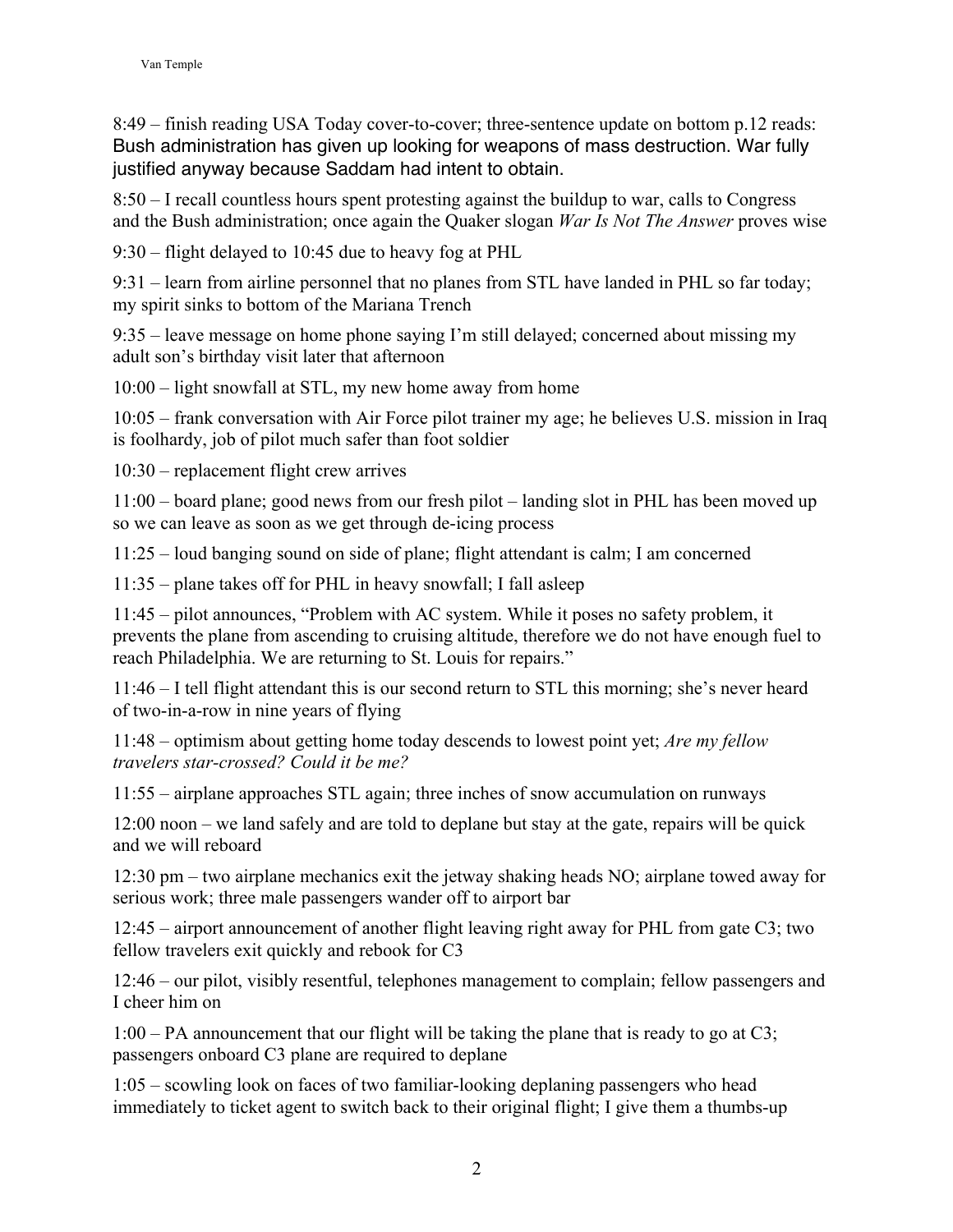8:49 – finish reading USA Today cover-to-cover; three-sentence update on bottom p.12 reads: Bush administration has given up looking for weapons of mass destruction. War fully justified anyway because Saddam had intent to obtain.

8:50 – I recall countless hours spent protesting against the buildup to war, calls to Congress and the Bush administration; once again the Quaker slogan *War Is Not The Answer* proves wise

9:30 – flight delayed to 10:45 due to heavy fog at PHL

9:31 – learn from airline personnel that no planes from STL have landed in PHL so far today; my spirit sinks to bottom of the Mariana Trench

9:35 – leave message on home phone saying I'm still delayed; concerned about missing my adult son's birthday visit later that afternoon

10:00 – light snowfall at STL, my new home away from home

10:05 – frank conversation with Air Force pilot trainer my age; he believes U.S. mission in Iraq is foolhardy, job of pilot much safer than foot soldier

10:30 – replacement flight crew arrives

11:00 – board plane; good news from our fresh pilot – landing slot in PHL has been moved up so we can leave as soon as we get through de-icing process

11:25 – loud banging sound on side of plane; flight attendant is calm; I am concerned

11:35 – plane takes off for PHL in heavy snowfall; I fall asleep

11:45 – pilot announces, "Problem with AC system. While it poses no safety problem, it prevents the plane from ascending to cruising altitude, therefore we do not have enough fuel to reach Philadelphia. We are returning to St. Louis for repairs."

11:46 – I tell flight attendant this is our second return to STL this morning; she's never heard of two-in-a-row in nine years of flying

11:48 – optimism about getting home today descends to lowest point yet; *Are my fellow travelers star-crossed? Could it be me?*

11:55 – airplane approaches STL again; three inches of snow accumulation on runways

12:00 noon – we land safely and are told to deplane but stay at the gate, repairs will be quick and we will reboard

12:30 pm – two airplane mechanics exit the jetway shaking heads NO; airplane towed away for serious work; three male passengers wander off to airport bar

12:45 – airport announcement of another flight leaving right away for PHL from gate C3; two fellow travelers exit quickly and rebook for C3

12:46 – our pilot, visibly resentful, telephones management to complain; fellow passengers and I cheer him on

1:00 – PA announcement that our flight will be taking the plane that is ready to go at C3; passengers onboard C3 plane are required to deplane

1:05 – scowling look on faces of two familiar-looking deplaning passengers who head immediately to ticket agent to switch back to their original flight; I give them a thumbs-up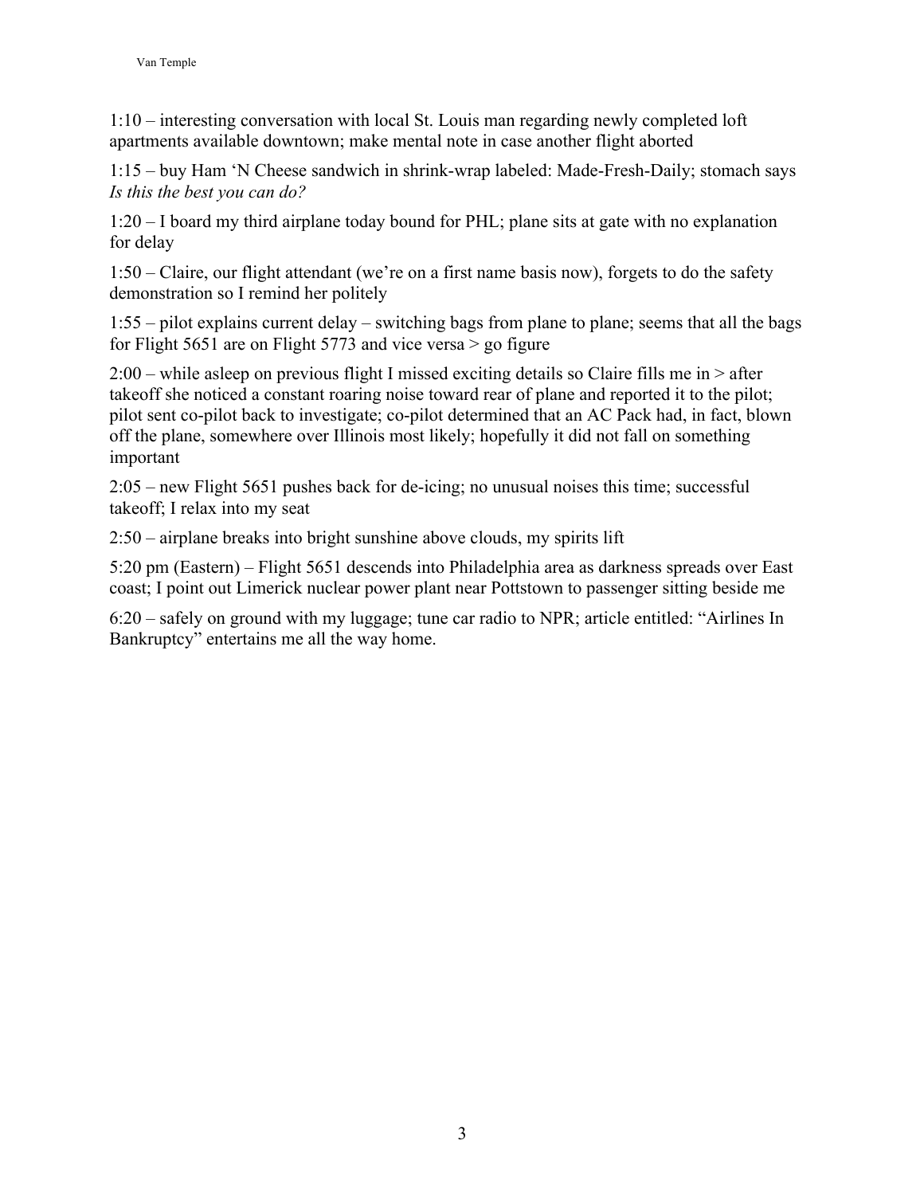1:10 – interesting conversation with local St. Louis man regarding newly completed loft apartments available downtown; make mental note in case another flight aborted

1:15 – buy Ham 'N Cheese sandwich in shrink-wrap labeled: Made-Fresh-Daily; stomach says *Is this the best you can do?*

1:20 – I board my third airplane today bound for PHL; plane sits at gate with no explanation for delay

1:50 – Claire, our flight attendant (we're on a first name basis now), forgets to do the safety demonstration so I remind her politely

1:55 – pilot explains current delay – switching bags from plane to plane; seems that all the bags for Flight 5651 are on Flight 5773 and vice versa > go figure

2:00 – while asleep on previous flight I missed exciting details so Claire fills me in > after takeoff she noticed a constant roaring noise toward rear of plane and reported it to the pilot; pilot sent co-pilot back to investigate; co-pilot determined that an AC Pack had, in fact, blown off the plane, somewhere over Illinois most likely; hopefully it did not fall on something important

2:05 – new Flight 5651 pushes back for de-icing; no unusual noises this time; successful takeoff; I relax into my seat

2:50 – airplane breaks into bright sunshine above clouds, my spirits lift

5:20 pm (Eastern) – Flight 5651 descends into Philadelphia area as darkness spreads over East coast; I point out Limerick nuclear power plant near Pottstown to passenger sitting beside me

6:20 – safely on ground with my luggage; tune car radio to NPR; article entitled: "Airlines In Bankruptcy" entertains me all the way home.